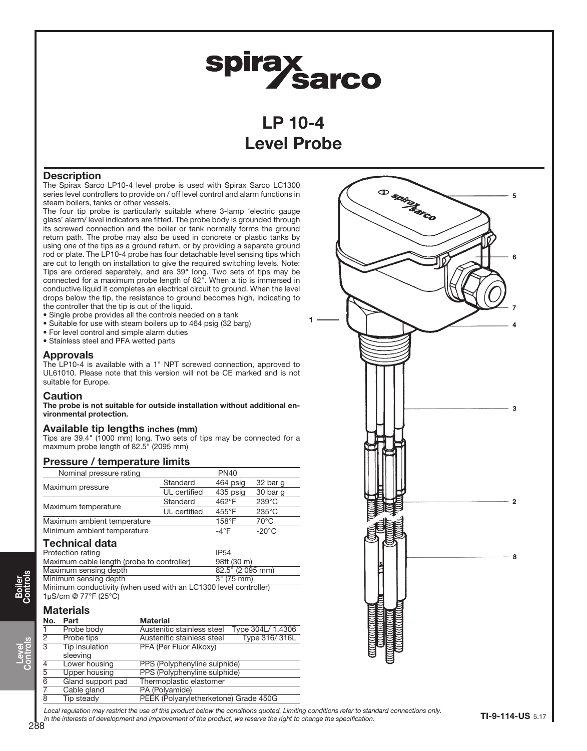# LP 10-4 Level Probe

## Description

The Spirax Sarco LP10-4 level probe is used with Spirax Sarco LC1300 series level controllers to provide on / off level control and alarm functions in steam boilers, tanks or other vessels.

The four tip probe is particularly suitable where 3-lamp 'electric gauge glass' alarm/ level indicators are fitted. The probe body is grounded through its screwed connection and the boiler or tank normally forms the ground return path. The probe may also be used in concrete or plastic tanks by using one of the tips as a ground return, or by providing a separate ground rod or plate. The LP10-4 probe has four detachable level sensing tips which are cut to length on installation to give the required switching levels. Note: Tips are ordered separately, and are 39" long. Two sets of tips may be connected for a maximum probe length of 82". When a tip is immersed in conductive liquid it completes an electrical circuit to ground. When the level drops below the tip, the resistance to ground becomes high, indicating to the controller that the tip is out of the liquid.

- Single probe provides all the controls needed on a tank
- Suitable for use with steam boilers up to 464 psig (32 barg)
- For level control and simple alarm duties
- Stainless steel and PFA wetted parts

## Approvals

The LP10-4 is available with a 1" NPT screwed connection, approved to UL61010. Please note that this version will not be CE marked and is not suitable for Europe.

## Caution

**The probe is not suitable for outside installation without additional environmental protection.**

## Available tip lengths inches (mm)

Tips are 39.4" (1000 mm) long. Two sets of tips may be connected for a maxmum probe length of 82.5" (2095 mm)

## Pressure / temperature limits

| Nominal pressure rating | | PN40 | |
|---|---|---|---|
| Maximum pressure | Standard | 464 psig | 32 bar g |
| | UL certified | 435 psig | 30 bar g |
| Maximum temperature | Standard | 462°F | 239°C |
| | UL certified | 455°F | 235°C |
| Maximum ambient temperature | | 158°F | 70°C |
| Minimum ambient temperature | | -4°F | -20°C |

## Technical data

| | |
|---|---|
| Protection rating | IP54 |
| Maximum cable length (probe to controller) | 98ft (30 m) |
| Maximum sensing depth | 82.5" (2 095 mm) |
| Minimum sensing depth | 3" (75 mm) |

Minimum conductivity (when used with an LC1300 level controller) 1μS/cm @ 77°F (25°C)

## Materials

| No. | Part | Material | |
|---|---|---|---|
| 1 | Probe body | Austenitic stainless steel | Type 304L/ 1.4306 |
| 2 | Probe tips | Austenitic stainless steel | Type 316/ 316L |
| 3 | Tip insulation sleeving | PFA (Per Fluor Alkoxy) | |
| 4 | Lower housing | PPS (Polyphenyline sulphide) | |
| 5 | Upper housing | PPS (Polyphenyline sulphide) | |
| 6 | Gland support pad | Thermoplastic elastomer | |
| 7 | Cable gland | PA (Polyamide) | |
| 8 | Tip steady | PEEK (Polyaryletherketone) Grade 450G | |

*Local regulation may restrict the use of this product below the conditions quoted. Limiting conditions refer to standard connections only. In the interests of development and improvement of the product, we reserve the right to change the specification.*

TI-9-114-US 5.17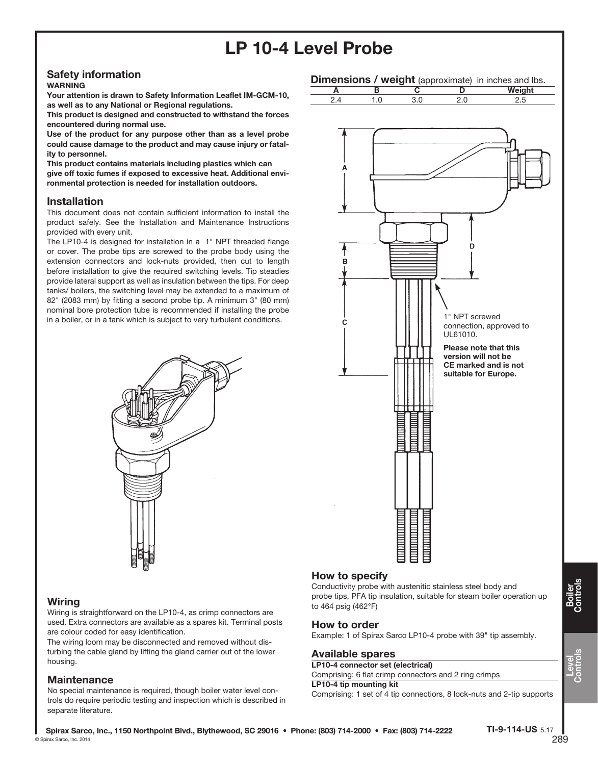# LP 10-4 Level Probe

## Safety information

**WARNING**

**Your attention is drawn to Safety Information Leaflet IM-GCM-10, as well as to any National or Regional regulations.**

**This product is designed and constructed to withstand the forces encountered during normal use.**

**Use of the product for any purpose other than as a level probe could cause damage to the product and may cause injury or fatality to personnel.**

**This product contains materials including plastics which can give off toxic fumes if exposed to excessive heat. Additional environmental protection is needed for installation outdoors.**

## Installation

This document does not contain sufficient information to install the product safely. See the Installation and Maintenance Instructions provided with every unit.

The LP10-4 is designed for installation in a 1" NPT threaded flange or cover. The probe tips are screwed to the probe body using the extension connectors and lock-nuts provided, then cut to length before installation to give the required switching levels. Tip steadies provide lateral support as well as insulation between the tips. For deep tanks/ boilers, the switching level may be extended to a maximum of 82" (2083 mm) by fitting a second probe tip. A minimum 3" (80 mm) nominal bore protection tube is recommended if installing the probe in a boiler, or in a tank which is subject to very turbulent conditions.

## Wiring

Wiring is straightforward on the LP10-4, as crimp connectors are used. Extra connectors are available as a spares kit. Terminal posts are colour coded for easy identification.

The wiring loom may be disconnected and removed without disturbing the cable gland by lifting the gland carrier out of the lower housing.

## Maintenance

No special maintenance is required, though boiler water level controls do require periodic testing and inspection which is described in separate literature.

## Dimensions / weight (approximate) in inches and lbs.

| A | B | C | D | Weight |
|---|---|---|---|---|
| 2.4 | 1.0 | 3.0 | 2.0 | 2.5 |

A

B

C

D

1" NPT screwed connection, approved to UL61010.

**Please note that this version will not be CE marked and is not suitable for Europe.**

## How to specify

Conductivity probe with austenitic stainless steel body and probe tips, PFA tip insulation, suitable for steam boiler operation up to 464 psig (462°F)

## How to order

Example: 1 of Spirax Sarco LP10-4 probe with 39" tip assembly.

## Available spares

| | |
|---|---|
| **LP10-4 connector set (electrical)** | Comprising: 6 flat crimp connectors and 2 ring crimps |
| **LP10-4 tip mounting kit** | Comprising: 1 set of 4 tip connectiors, 8 lock-nuts and 2-tip supports |

Spirax Sarco, Inc., 1150 Northpoint Blvd., Blythewood, SC 29016 • Phone: (803) 714-2000 • Fax: (803) 714-2222

TI-9-114-US 5.17

© Spirax Sarco, Inc. 2014